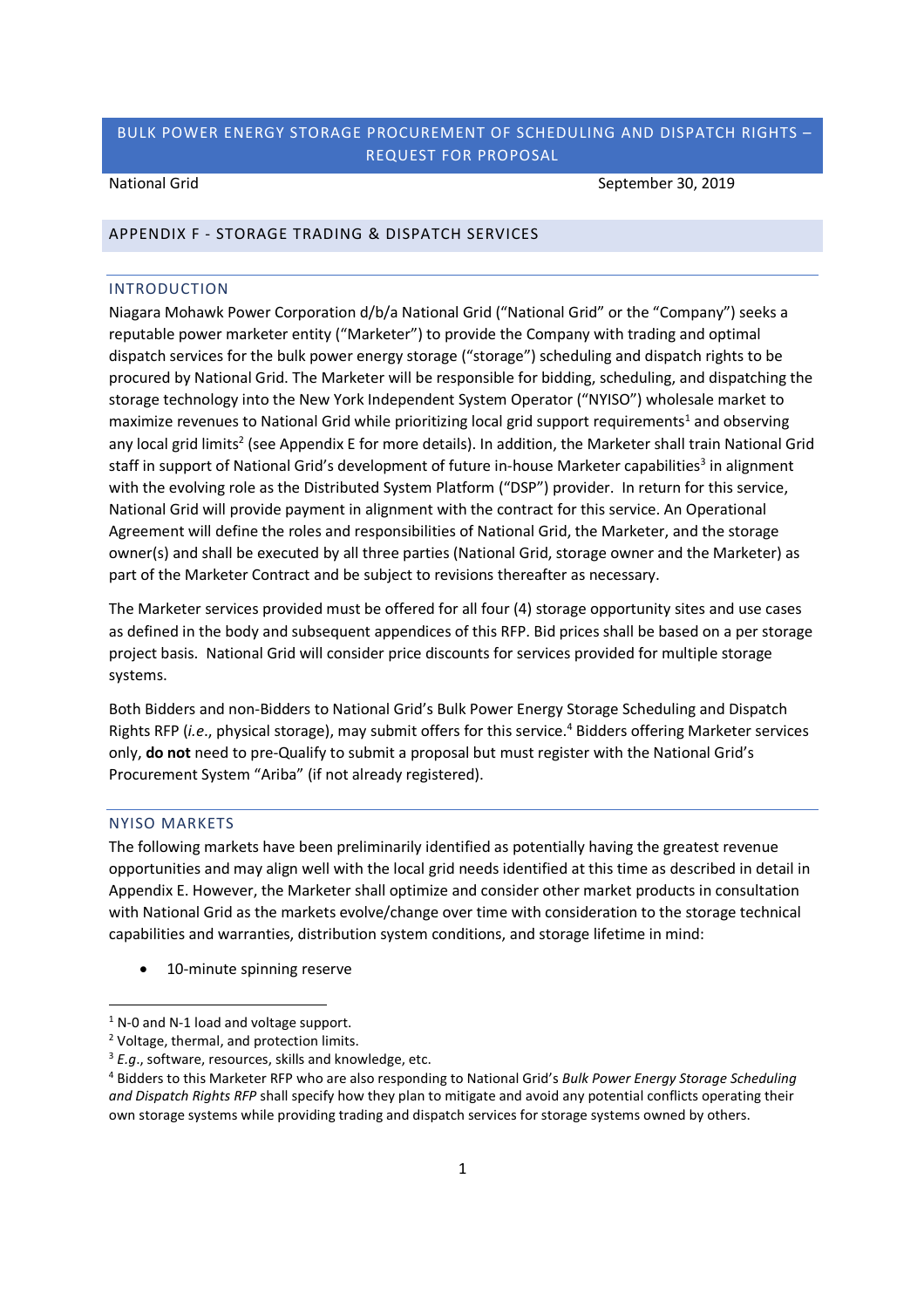# BULK POWER ENERGY STORAGE PROCUREMENT OF SCHEDULING AND DISPATCH RIGHTS – REQUEST FOR PROPOSAL

National Grid September 30, 2019

## APPENDIX F - STORAGE TRADING & DISPATCH SERVICES

### INTRODUCTION

Niagara Mohawk Power Corporation d/b/a National Grid ("National Grid" or the "Company") seeks a reputable power marketer entity ("Marketer") to provide the Company with trading and optimal dispatch services for the bulk power energy storage ("storage") scheduling and dispatch rights to be procured by National Grid. The Marketer will be responsible for bidding, scheduling, and dispatching the storage technology into the New York Independent System Operator ("NYISO") wholesale market to maximize revenues to National Grid while prioritizing local grid support requirements[1] and observing any local grid limits[2] (see Appendix E for more details). In addition, the Marketer shall train National Grid staff in support of National Grid's development of future in-house Marketer capabilities[3] in alignment with the evolving role as the Distributed System Platform ("DSP") provider. In return for this service, National Grid will provide payment in alignment with the contract for this service. An Operational Agreement will define the roles and responsibilities of National Grid, the Marketer, and the storage owner(s) and shall be executed by all three parties (National Grid, storage owner and the Marketer) as part of the Marketer Contract and be subject to revisions thereafter as necessary.

The Marketer services provided must be offered for all four (4) storage opportunity sites and use cases as defined in the body and subsequent appendices of this RFP. Bid prices shall be based on a per storage project basis. National Grid will consider price discounts for services provided for multiple storage systems.

Both Bidders and non-Bidders to National Grid's Bulk Power Energy Storage Scheduling and Dispatch Rights RFP (*i.e.*, physical storage), may submit offers for this service.[4] Bidders offering Marketer services only, **do not** need to pre-Qualify to submit a proposal but must register with the National Grid's Procurement System "Ariba" (if not already registered).

### NYISO MARKETS

The following markets have been preliminarily identified as potentially having the greatest revenue opportunities and may align well with the local grid needs identified at this time as described in detail in Appendix E. However, the Marketer shall optimize and consider other market products in consultation with National Grid as the markets evolve/change over time with consideration to the storage technical capabilities and warranties, distribution system conditions, and storage lifetime in mind:

- 10-minute spinning reserve

---

[1] N-0 and N-1 load and voltage support.

[2] Voltage, thermal, and protection limits.

[3] *E.g.*, software, resources, skills and knowledge, etc.

[4] Bidders to this Marketer RFP who are also responding to National Grid's *Bulk Power Energy Storage Scheduling and Dispatch Rights RFP* shall specify how they plan to mitigate and avoid any potential conflicts operating their own storage systems while providing trading and dispatch services for storage systems owned by others.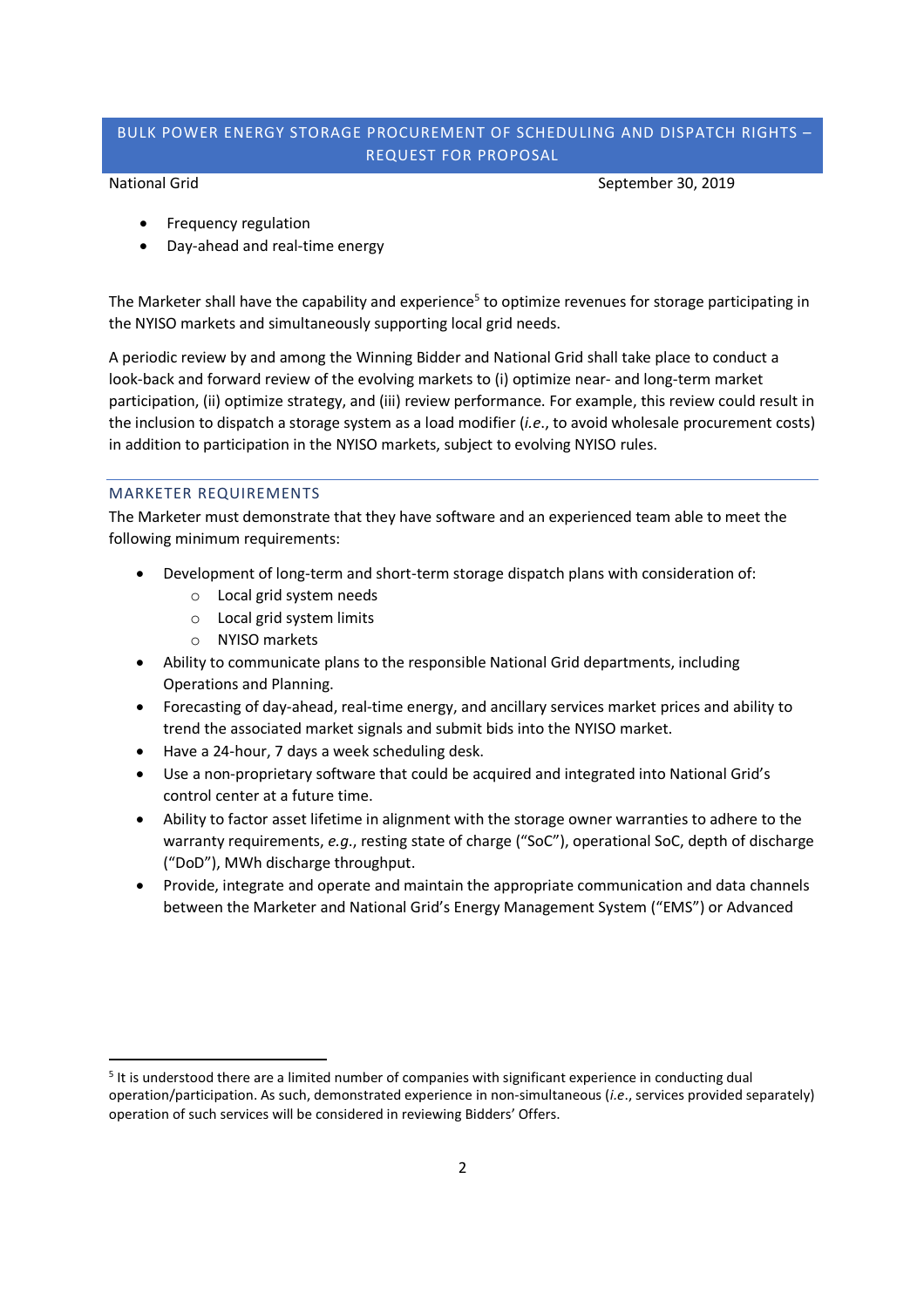- Frequency regulation
- Day-ahead and real-time energy

The Marketer shall have the capability and experience[5] to optimize revenues for storage participating in the NYISO markets and simultaneously supporting local grid needs.

A periodic review by and among the Winning Bidder and National Grid shall take place to conduct a look-back and forward review of the evolving markets to (i) optimize near- and long-term market participation, (ii) optimize strategy, and (iii) review performance. For example, this review could result in the inclusion to dispatch a storage system as a load modifier (*i.e.*, to avoid wholesale procurement costs) in addition to participation in the NYISO markets, subject to evolving NYISO rules.

## MARKETER REQUIREMENTS

The Marketer must demonstrate that they have software and an experienced team able to meet the following minimum requirements:

- Development of long-term and short-term storage dispatch plans with consideration of:
  - Local grid system needs
  - Local grid system limits
  - NYISO markets
- Ability to communicate plans to the responsible National Grid departments, including Operations and Planning.
- Forecasting of day-ahead, real-time energy, and ancillary services market prices and ability to trend the associated market signals and submit bids into the NYISO market.
- Have a 24-hour, 7 days a week scheduling desk.
- Use a non-proprietary software that could be acquired and integrated into National Grid's control center at a future time.
- Ability to factor asset lifetime in alignment with the storage owner warranties to adhere to the warranty requirements, *e.g.*, resting state of charge ("SoC"), operational SoC, depth of discharge ("DoD"), MWh discharge throughput.
- Provide, integrate and operate and maintain the appropriate communication and data channels between the Marketer and National Grid's Energy Management System ("EMS") or Advanced

[5] It is understood there are a limited number of companies with significant experience in conducting dual operation/participation. As such, demonstrated experience in non-simultaneous (*i.e.*, services provided separately) operation of such services will be considered in reviewing Bidders' Offers.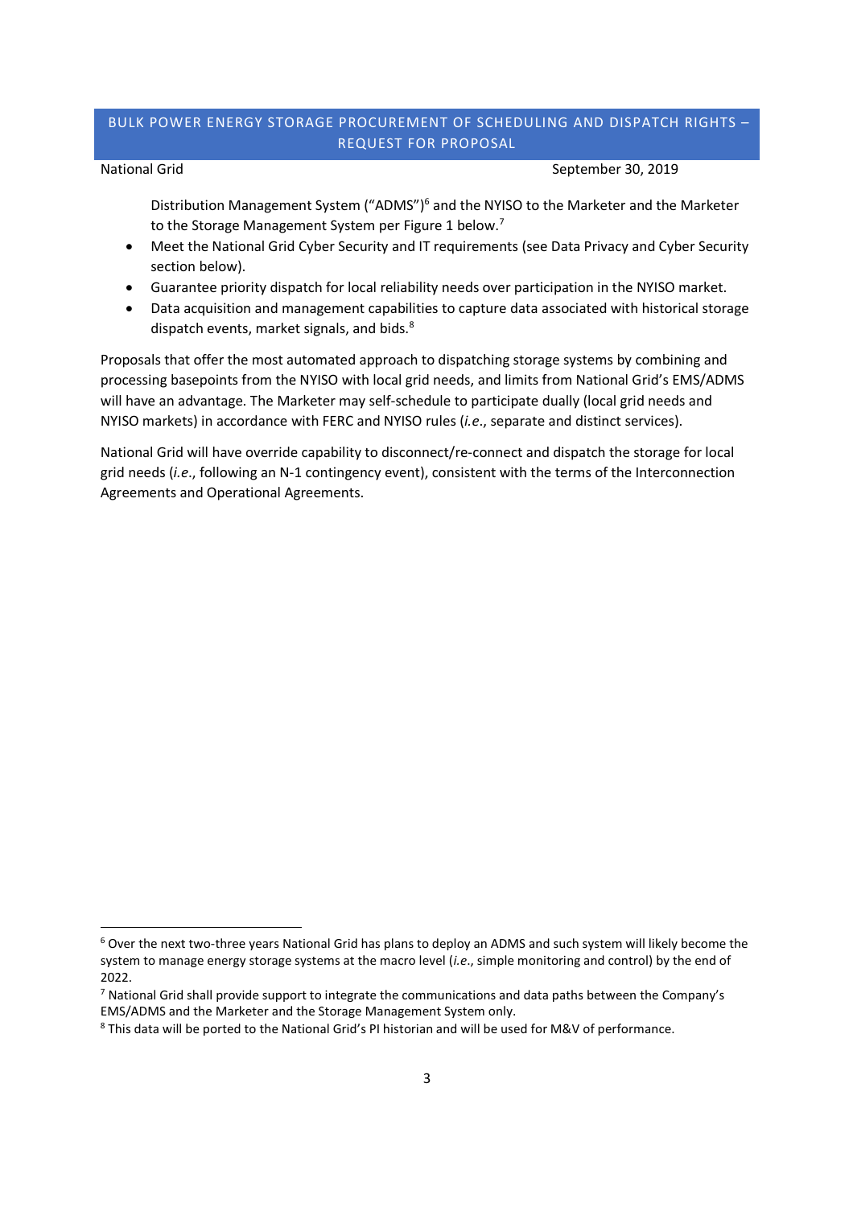Distribution Management System ("ADMS")[6] and the NYISO to the Marketer and the Marketer to the Storage Management System per Figure 1 below.[7]

- Meet the National Grid Cyber Security and IT requirements (see Data Privacy and Cyber Security section below).
- Guarantee priority dispatch for local reliability needs over participation in the NYISO market.
- Data acquisition and management capabilities to capture data associated with historical storage dispatch events, market signals, and bids.[8]

Proposals that offer the most automated approach to dispatching storage systems by combining and processing basepoints from the NYISO with local grid needs, and limits from National Grid's EMS/ADMS will have an advantage. The Marketer may self-schedule to participate dually (local grid needs and NYISO markets) in accordance with FERC and NYISO rules (*i.e.*, separate and distinct services).

National Grid will have override capability to disconnect/re-connect and dispatch the storage for local grid needs (*i.e.*, following an N-1 contingency event), consistent with the terms of the Interconnection Agreements and Operational Agreements.

---

[6] Over the next two-three years National Grid has plans to deploy an ADMS and such system will likely become the system to manage energy storage systems at the macro level (*i.e.*, simple monitoring and control) by the end of 2022.

[7] National Grid shall provide support to integrate the communications and data paths between the Company's EMS/ADMS and the Marketer and the Storage Management System only.

[8] This data will be ported to the National Grid's PI historian and will be used for M&V of performance.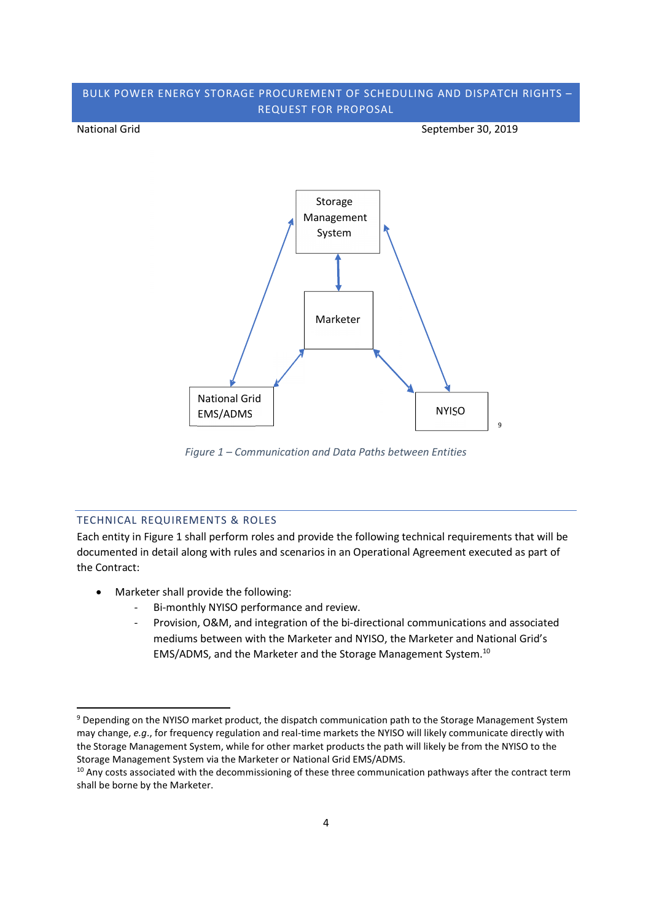Storage Management System

Marketer

National Grid EMS/ADMS

NYISO [9]

*Figure 1 – Communication and Data Paths between Entities*

## TECHNICAL REQUIREMENTS & ROLES

Each entity in Figure 1 shall perform roles and provide the following technical requirements that will be documented in detail along with rules and scenarios in an Operational Agreement executed as part of the Contract:

- Marketer shall provide the following:
  - Bi-monthly NYISO performance and review.
  - Provision, O&M, and integration of the bi-directional communications and associated mediums between with the Marketer and NYISO, the Marketer and National Grid's EMS/ADMS, and the Marketer and the Storage Management System.[10]

---

[9] Depending on the NYISO market product, the dispatch communication path to the Storage Management System may change, *e.g.*, for frequency regulation and real-time markets the NYISO will likely communicate directly with the Storage Management System, while for other market products the path will likely be from the NYISO to the Storage Management System via the Marketer or National Grid EMS/ADMS.

[10] Any costs associated with the decommissioning of these three communication pathways after the contract term shall be borne by the Marketer.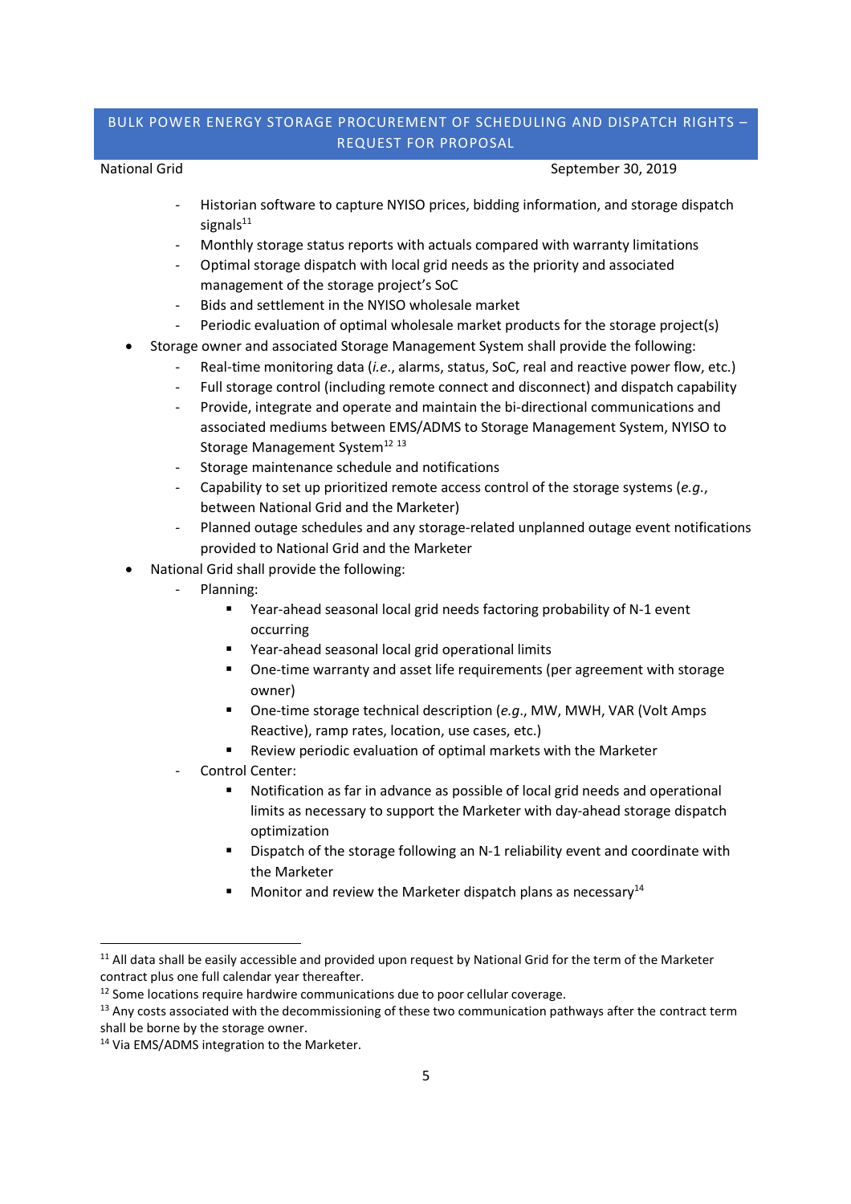- Historian software to capture NYISO prices, bidding information, and storage dispatch signals[11]
  - Monthly storage status reports with actuals compared with warranty limitations
  - Optimal storage dispatch with local grid needs as the priority and associated management of the storage project's SoC
  - Bids and settlement in the NYISO wholesale market
  - Periodic evaluation of optimal wholesale market products for the storage project(s)
- Storage owner and associated Storage Management System shall provide the following:
  - Real-time monitoring data (*i.e.*, alarms, status, SoC, real and reactive power flow, etc.)
  - Full storage control (including remote connect and disconnect) and dispatch capability
  - Provide, integrate and operate and maintain the bi-directional communications and associated mediums between EMS/ADMS to Storage Management System, NYISO to Storage Management System[12] [13]
  - Storage maintenance schedule and notifications
  - Capability to set up prioritized remote access control of the storage systems (*e.g.*, between National Grid and the Marketer)
  - Planned outage schedules and any storage-related unplanned outage event notifications provided to National Grid and the Marketer
- National Grid shall provide the following:
  - Planning:
    - Year-ahead seasonal local grid needs factoring probability of N-1 event occurring
    - Year-ahead seasonal local grid operational limits
    - One-time warranty and asset life requirements (per agreement with storage owner)
    - One-time storage technical description (*e.g.*, MW, MWH, VAR (Volt Amps Reactive), ramp rates, location, use cases, etc.)
    - Review periodic evaluation of optimal markets with the Marketer
  - Control Center:
    - Notification as far in advance as possible of local grid needs and operational limits as necessary to support the Marketer with day-ahead storage dispatch optimization
    - Dispatch of the storage following an N-1 reliability event and coordinate with the Marketer
    - Monitor and review the Marketer dispatch plans as necessary[14]

---

[11] All data shall be easily accessible and provided upon request by National Grid for the term of the Marketer contract plus one full calendar year thereafter.

[12] Some locations require hardwire communications due to poor cellular coverage.

[13] Any costs associated with the decommissioning of these two communication pathways after the contract term shall be borne by the storage owner.

[14] Via EMS/ADMS integration to the Marketer.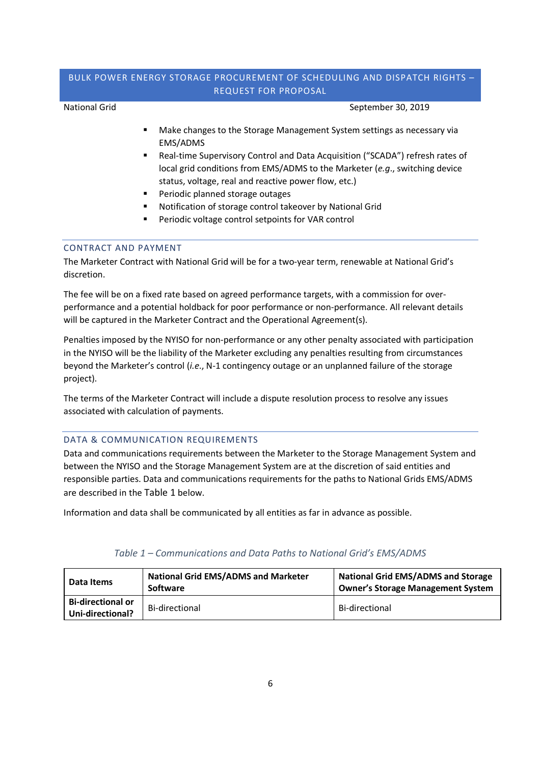- Make changes to the Storage Management System settings as necessary via EMS/ADMS
- Real-time Supervisory Control and Data Acquisition ("SCADA") refresh rates of local grid conditions from EMS/ADMS to the Marketer (*e.g.*, switching device status, voltage, real and reactive power flow, etc.)
- Periodic planned storage outages
- Notification of storage control takeover by National Grid
- Periodic voltage control setpoints for VAR control

## CONTRACT AND PAYMENT

The Marketer Contract with National Grid will be for a two-year term, renewable at National Grid's discretion.

The fee will be on a fixed rate based on agreed performance targets, with a commission for over-performance and a potential holdback for poor performance or non-performance. All relevant details will be captured in the Marketer Contract and the Operational Agreement(s).

Penalties imposed by the NYISO for non-performance or any other penalty associated with participation in the NYISO will be the liability of the Marketer excluding any penalties resulting from circumstances beyond the Marketer's control (*i.e.*, N-1 contingency outage or an unplanned failure of the storage project).

The terms of the Marketer Contract will include a dispute resolution process to resolve any issues associated with calculation of payments.

## DATA & COMMUNICATION REQUIREMENTS

Data and communications requirements between the Marketer to the Storage Management System and between the NYISO and the Storage Management System are at the discretion of said entities and responsible parties. Data and communications requirements for the paths to National Grids EMS/ADMS are described in the Table 1 below.

Information and data shall be communicated by all entities as far in advance as possible.

*Table 1 – Communications and Data Paths to National Grid's EMS/ADMS*

| Data Items | National Grid EMS/ADMS and Marketer Software | National Grid EMS/ADMS and Storage Owner's Storage Management System |
|---|---|---|
| **Bi-directional or Uni-directional?** | Bi-directional | Bi-directional |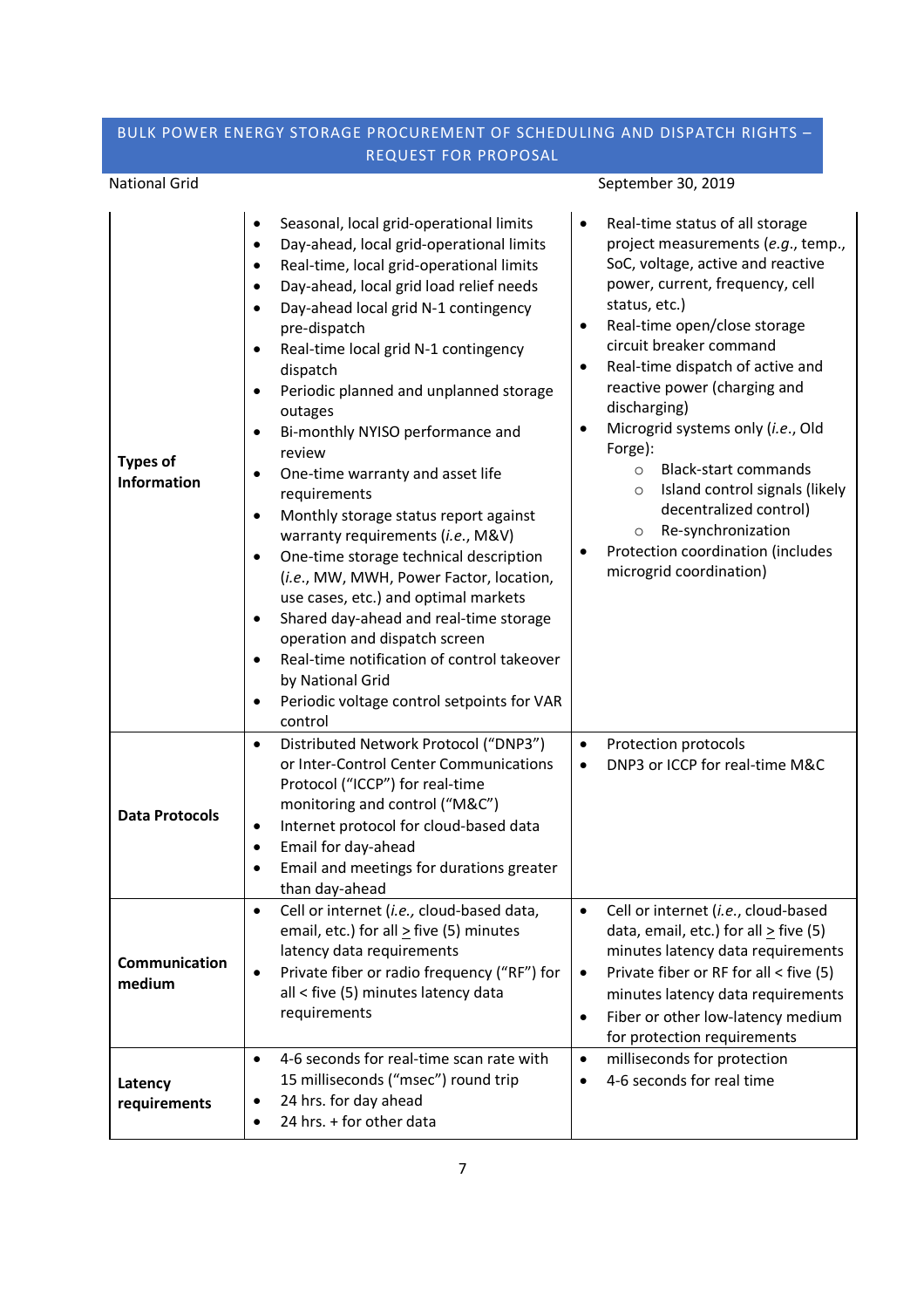| | | |
|---|---|---|
| **Types of Information** | • Seasonal, local grid-operational limits<br>• Day-ahead, local grid-operational limits<br>• Real-time, local grid-operational limits<br>• Day-ahead, local grid load relief needs<br>• Day-ahead local grid N-1 contingency pre-dispatch<br>• Real-time local grid N-1 contingency dispatch<br>• Periodic planned and unplanned storage outages<br>• Bi-monthly NYISO performance and review<br>• One-time warranty and asset life requirements<br>• Monthly storage status report against warranty requirements (*i.e.*, M&V)<br>• One-time storage technical description (*i.e.*, MW, MWH, Power Factor, location, use cases, etc.) and optimal markets<br>• Shared day-ahead and real-time storage operation and dispatch screen<br>• Real-time notification of control takeover by National Grid<br>• Periodic voltage control setpoints for VAR control | • Real-time status of all storage project measurements (*e.g.*, temp., SoC, voltage, active and reactive power, current, frequency, cell status, etc.)<br>• Real-time open/close storage circuit breaker command<br>• Real-time dispatch of active and reactive power (charging and discharging)<br>• Microgrid systems only (*i.e.*, Old Forge):<br>  ○ Black-start commands<br>  ○ Island control signals (likely decentralized control)<br>  ○ Re-synchronization<br>• Protection coordination (includes microgrid coordination) |
| **Data Protocols** | • Distributed Network Protocol ("DNP3") or Inter-Control Center Communications Protocol ("ICCP") for real-time monitoring and control ("M&C")<br>• Internet protocol for cloud-based data<br>• Email for day-ahead<br>• Email and meetings for durations greater than day-ahead | • Protection protocols<br>• DNP3 or ICCP for real-time M&C |
| **Communication medium** | • Cell or internet (*i.e.,* cloud-based data, email, etc.) for all ≥ five (5) minutes latency data requirements<br>• Private fiber or radio frequency ("RF") for all < five (5) minutes latency data requirements | • Cell or internet (*i.e.*, cloud-based data, email, etc.) for all ≥ five (5) minutes latency data requirements<br>• Private fiber or RF for all < five (5) minutes latency data requirements<br>• Fiber or other low-latency medium for protection requirements |
| **Latency requirements** | • 4-6 seconds for real-time scan rate with 15 milliseconds ("msec") round trip<br>• 24 hrs. for day ahead<br>• 24 hrs. + for other data | • milliseconds for protection<br>• 4-6 seconds for real time |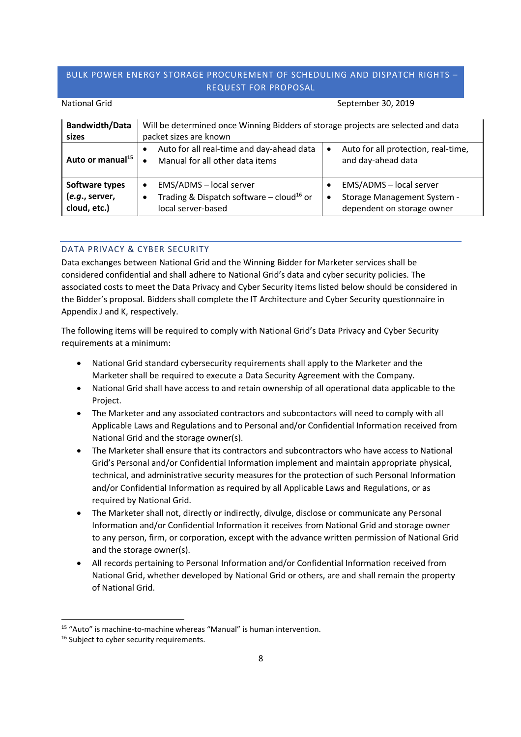| | | |
|---|---|---|
| **Bandwidth/Data sizes** | Will be determined once Winning Bidders of storage projects are selected and data packet sizes are known | |
| **Auto or manual**[15] | • Auto for all real-time and day-ahead data<br>• Manual for all other data items | • Auto for all protection, real-time, and day-ahead data |
| **Software types (*e.g.*, server, cloud, etc.)** | • EMS/ADMS – local server<br>• Trading & Dispatch software – cloud[16] or local server-based | • EMS/ADMS – local server<br>• Storage Management System - dependent on storage owner |

## DATA PRIVACY & CYBER SECURITY

Data exchanges between National Grid and the Winning Bidder for Marketer services shall be considered confidential and shall adhere to National Grid's data and cyber security policies. The associated costs to meet the Data Privacy and Cyber Security items listed below should be considered in the Bidder's proposal. Bidders shall complete the IT Architecture and Cyber Security questionnaire in Appendix J and K, respectively.

The following items will be required to comply with National Grid's Data Privacy and Cyber Security requirements at a minimum:

- National Grid standard cybersecurity requirements shall apply to the Marketer and the Marketer shall be required to execute a Data Security Agreement with the Company.
- National Grid shall have access to and retain ownership of all operational data applicable to the Project.
- The Marketer and any associated contractors and subcontractors will need to comply with all Applicable Laws and Regulations and to Personal and/or Confidential Information received from National Grid and the storage owner(s).
- The Marketer shall ensure that its contractors and subcontractors who have access to National Grid's Personal and/or Confidential Information implement and maintain appropriate physical, technical, and administrative security measures for the protection of such Personal Information and/or Confidential Information as required by all Applicable Laws and Regulations, or as required by National Grid.
- The Marketer shall not, directly or indirectly, divulge, disclose or communicate any Personal Information and/or Confidential Information it receives from National Grid and storage owner to any person, firm, or corporation, except with the advance written permission of National Grid and the storage owner(s).
- All records pertaining to Personal Information and/or Confidential Information received from National Grid, whether developed by National Grid or others, are and shall remain the property of National Grid.

[15] "Auto" is machine-to-machine whereas "Manual" is human intervention.

[16] Subject to cyber security requirements.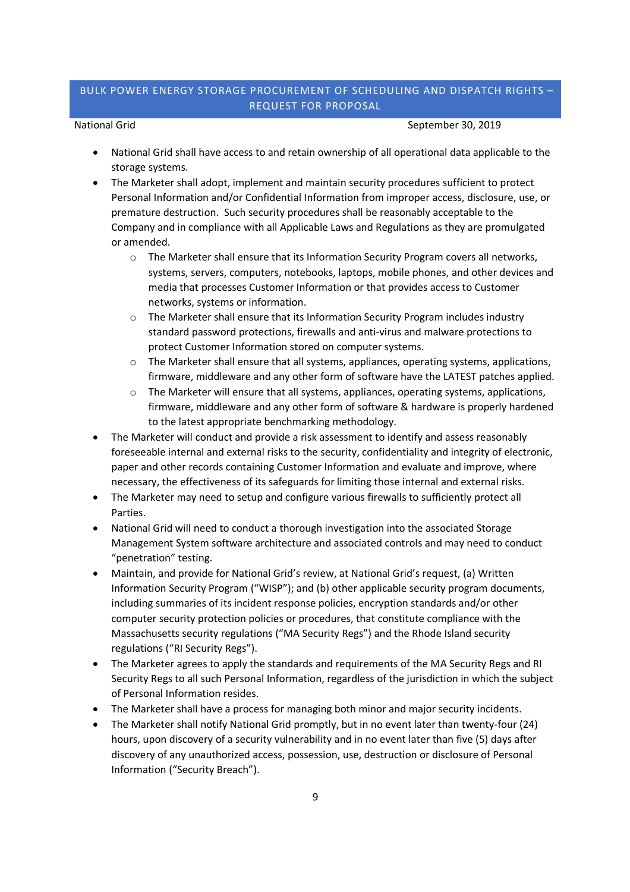- National Grid shall have access to and retain ownership of all operational data applicable to the storage systems.
- The Marketer shall adopt, implement and maintain security procedures sufficient to protect Personal Information and/or Confidential Information from improper access, disclosure, use, or premature destruction. Such security procedures shall be reasonably acceptable to the Company and in compliance with all Applicable Laws and Regulations as they are promulgated or amended.
    - The Marketer shall ensure that its Information Security Program covers all networks, systems, servers, computers, notebooks, laptops, mobile phones, and other devices and media that processes Customer Information or that provides access to Customer networks, systems or information.
    - The Marketer shall ensure that its Information Security Program includes industry standard password protections, firewalls and anti-virus and malware protections to protect Customer Information stored on computer systems.
    - The Marketer shall ensure that all systems, appliances, operating systems, applications, firmware, middleware and any other form of software have the LATEST patches applied.
    - The Marketer will ensure that all systems, appliances, operating systems, applications, firmware, middleware and any other form of software & hardware is properly hardened to the latest appropriate benchmarking methodology.
- The Marketer will conduct and provide a risk assessment to identify and assess reasonably foreseeable internal and external risks to the security, confidentiality and integrity of electronic, paper and other records containing Customer Information and evaluate and improve, where necessary, the effectiveness of its safeguards for limiting those internal and external risks.
- The Marketer may need to setup and configure various firewalls to sufficiently protect all Parties.
- National Grid will need to conduct a thorough investigation into the associated Storage Management System software architecture and associated controls and may need to conduct "penetration" testing.
- Maintain, and provide for National Grid's review, at National Grid's request, (a) Written Information Security Program ("WISP"); and (b) other applicable security program documents, including summaries of its incident response policies, encryption standards and/or other computer security protection policies or procedures, that constitute compliance with the Massachusetts security regulations ("MA Security Regs") and the Rhode Island security regulations ("RI Security Regs").
- The Marketer agrees to apply the standards and requirements of the MA Security Regs and RI Security Regs to all such Personal Information, regardless of the jurisdiction in which the subject of Personal Information resides.
- The Marketer shall have a process for managing both minor and major security incidents.
- The Marketer shall notify National Grid promptly, but in no event later than twenty-four (24) hours, upon discovery of a security vulnerability and in no event later than five (5) days after discovery of any unauthorized access, possession, use, destruction or disclosure of Personal Information ("Security Breach").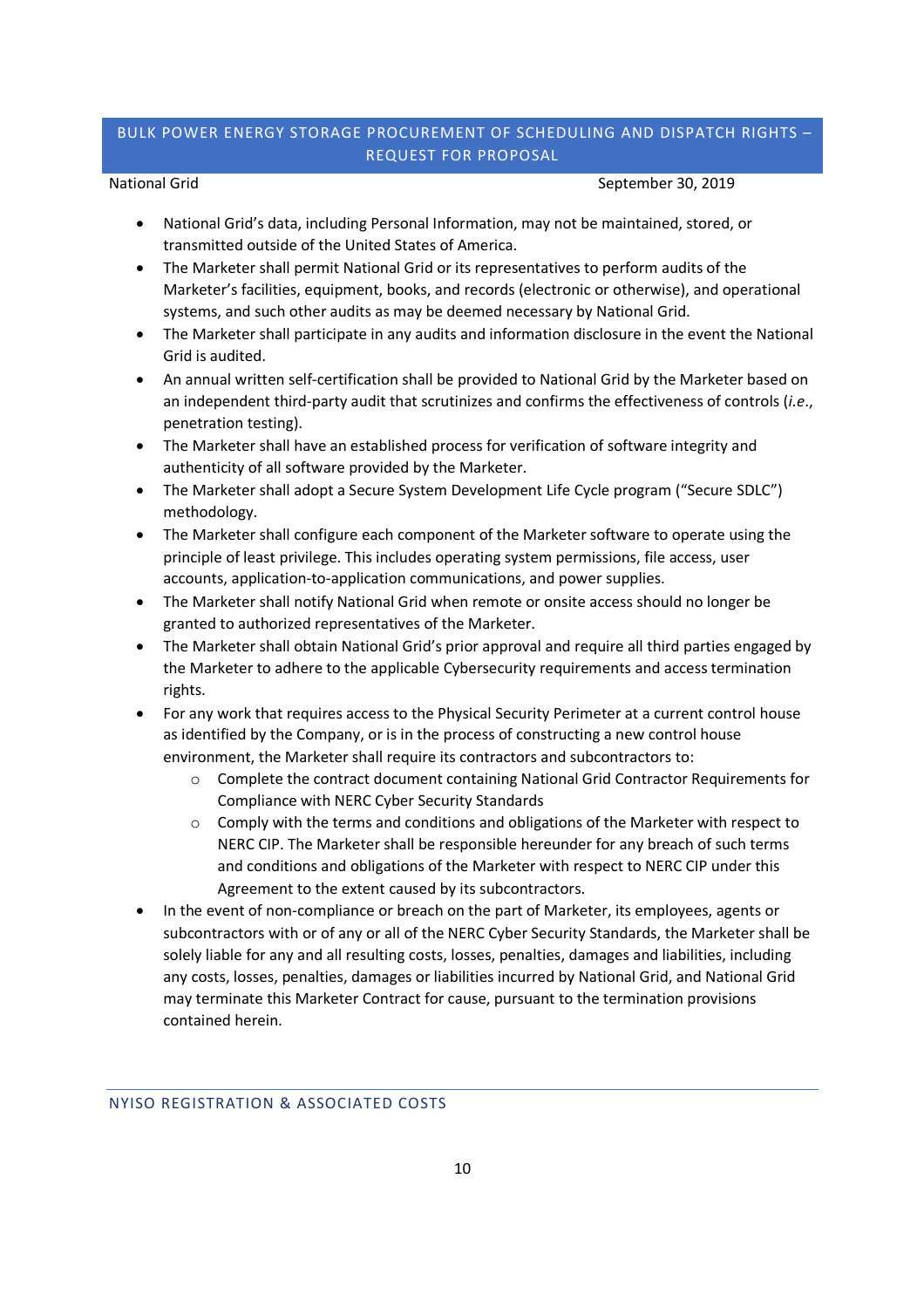- National Grid's data, including Personal Information, may not be maintained, stored, or transmitted outside of the United States of America.
- The Marketer shall permit National Grid or its representatives to perform audits of the Marketer's facilities, equipment, books, and records (electronic or otherwise), and operational systems, and such other audits as may be deemed necessary by National Grid.
- The Marketer shall participate in any audits and information disclosure in the event the National Grid is audited.
- An annual written self-certification shall be provided to National Grid by the Marketer based on an independent third-party audit that scrutinizes and confirms the effectiveness of controls (*i.e.*, penetration testing).
- The Marketer shall have an established process for verification of software integrity and authenticity of all software provided by the Marketer.
- The Marketer shall adopt a Secure System Development Life Cycle program ("Secure SDLC") methodology.
- The Marketer shall configure each component of the Marketer software to operate using the principle of least privilege. This includes operating system permissions, file access, user accounts, application-to-application communications, and power supplies.
- The Marketer shall notify National Grid when remote or onsite access should no longer be granted to authorized representatives of the Marketer.
- The Marketer shall obtain National Grid's prior approval and require all third parties engaged by the Marketer to adhere to the applicable Cybersecurity requirements and access termination rights.
- For any work that requires access to the Physical Security Perimeter at a current control house as identified by the Company, or is in the process of constructing a new control house environment, the Marketer shall require its contractors and subcontractors to:
    - Complete the contract document containing National Grid Contractor Requirements for Compliance with NERC Cyber Security Standards
    - Comply with the terms and conditions and obligations of the Marketer with respect to NERC CIP. The Marketer shall be responsible hereunder for any breach of such terms and conditions and obligations of the Marketer with respect to NERC CIP under this Agreement to the extent caused by its subcontractors.
- In the event of non-compliance or breach on the part of Marketer, its employees, agents or subcontractors with or of any or all of the NERC Cyber Security Standards, the Marketer shall be solely liable for any and all resulting costs, losses, penalties, damages and liabilities, including any costs, losses, penalties, damages or liabilities incurred by National Grid, and National Grid may terminate this Marketer Contract for cause, pursuant to the termination provisions contained herein.

## NYISO REGISTRATION & ASSOCIATED COSTS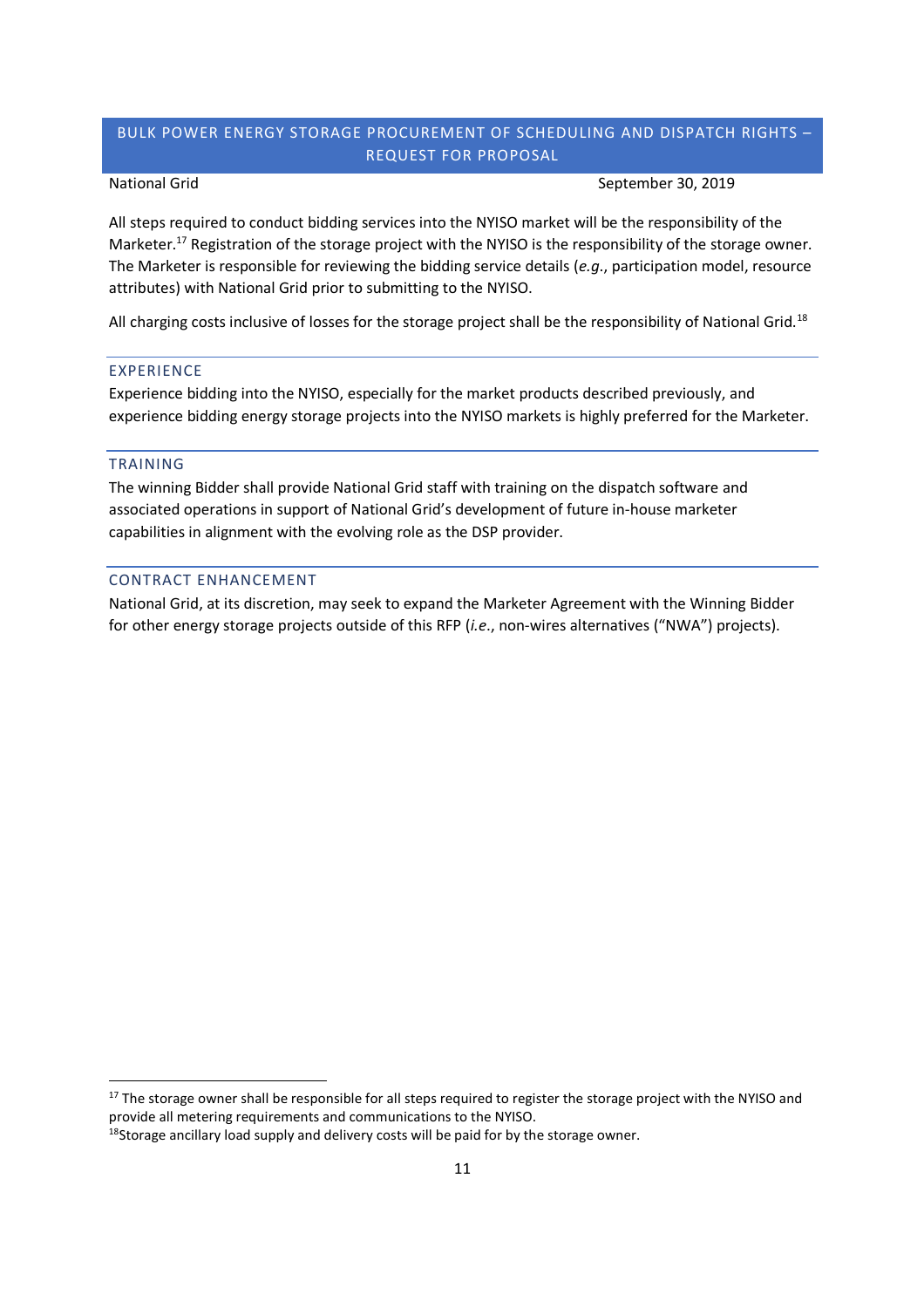All steps required to conduct bidding services into the NYISO market will be the responsibility of the Marketer.[17] Registration of the storage project with the NYISO is the responsibility of the storage owner. The Marketer is responsible for reviewing the bidding service details (*e.g.*, participation model, resource attributes) with National Grid prior to submitting to the NYISO.

All charging costs inclusive of losses for the storage project shall be the responsibility of National Grid.[18]

## EXPERIENCE

Experience bidding into the NYISO, especially for the market products described previously, and experience bidding energy storage projects into the NYISO markets is highly preferred for the Marketer.

## TRAINING

The winning Bidder shall provide National Grid staff with training on the dispatch software and associated operations in support of National Grid's development of future in-house marketer capabilities in alignment with the evolving role as the DSP provider.

## CONTRACT ENHANCEMENT

National Grid, at its discretion, may seek to expand the Marketer Agreement with the Winning Bidder for other energy storage projects outside of this RFP (*i.e.*, non-wires alternatives ("NWA") projects).

---

[17] The storage owner shall be responsible for all steps required to register the storage project with the NYISO and provide all metering requirements and communications to the NYISO.

[18] Storage ancillary load supply and delivery costs will be paid for by the storage owner.